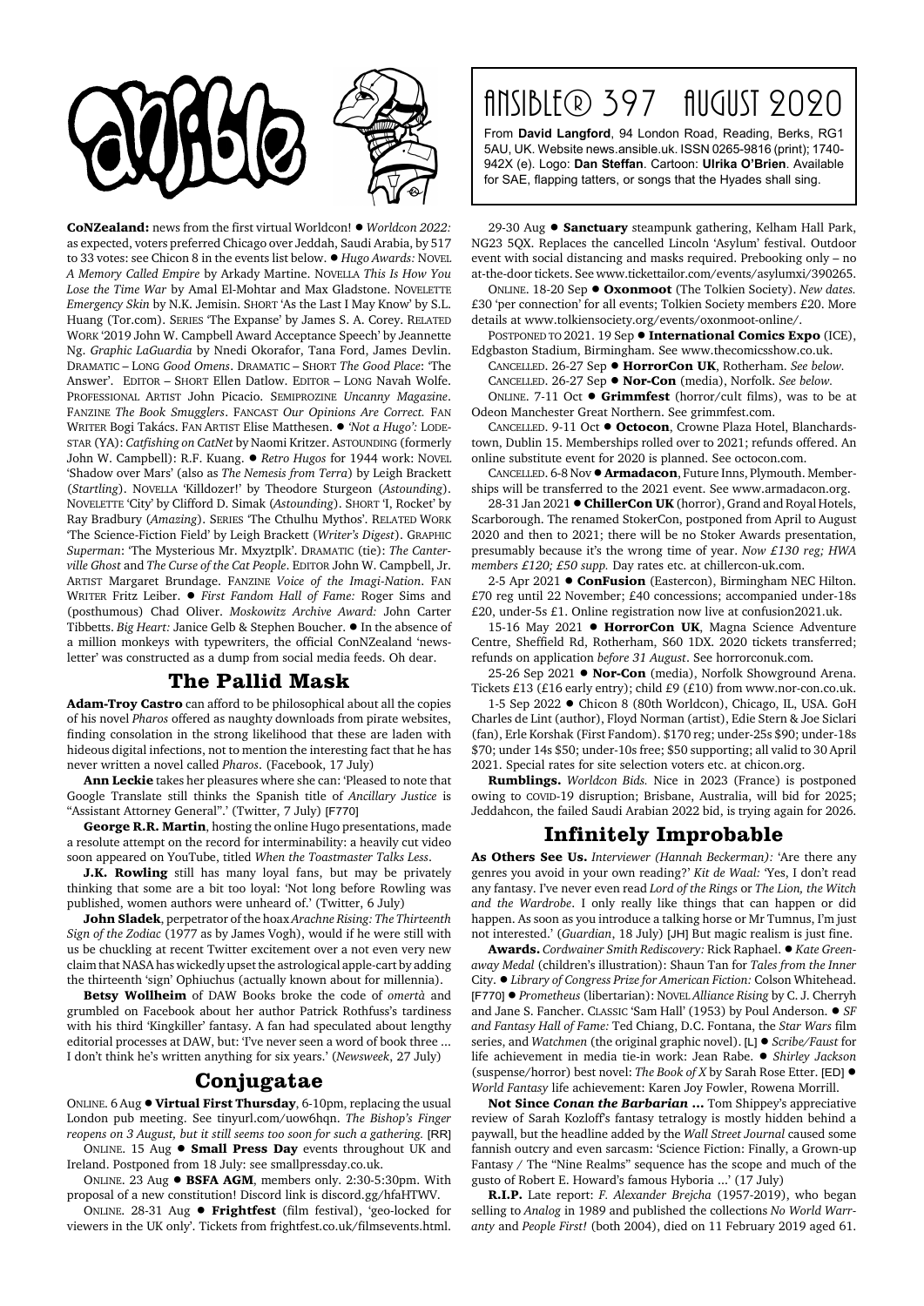# ANSIBLE® 397 AUGUST 2020

From **David Langford**, 94 London Road, Reading, Berks, RG1 5AU, UK. Website news.ansible.uk. ISSN 0265-9816 (print); 1740-942X (e). Logo: **Dan Steffan**. Cartoon: **Ulrika O'Brien**. Available for SAE, flapping tatters, or songs that the Hyades shall sing.

**CoNZealand:** news from the first virtual Worldcon! ● *Worldcon 2022:* as expected, voters preferred Chicago over Jeddah, Saudi Arabia, by 517 to 33 votes: see Chicon 8 in the events list below. ● *Hugo Awards:* NOVEL *A Memory Called Empire* by Arkady Martine. NOVELLA *This Is How You Lose the Time War* by Amal El-Mohtar and Max Gladstone. NOVELETTE *Emergency Skin* by N.K. Jemisin. SHORT 'As the Last I May Know' by S.L. Huang (Tor.com). SERIES 'The Expanse' by James S. A. Corey. RELATED WORK '2019 John W. Campbell Award Acceptance Speech' by Jeannette Ng. *Graphic LaGuardia* by Nnedi Okorafor, Tana Ford, James Devlin. DRAMATIC – LONG *Good Omens*. DRAMATIC – SHORT *The Good Place*: 'The Answer'. EDITOR – SHORT Ellen Datlow. EDITOR – LONG Navah Wolfe. PROFESSIONAL ARTIST John Picacio. SEMIPROZINE *Uncanny Magazine*. FANZINE *The Book Smugglers*. FANCAST *Our Opinions Are Correct.* FAN WRITER Bogi Takács. FAN ARTIST Elise Matthesen. ● *'Not a Hugo':* LODESTAR (YA): *Catfishing on CatNet* by Naomi Kritzer. ASTOUNDING (formerly John W. Campbell): R.F. Kuang. ● *Retro Hugos* for 1944 work: NOVEL 'Shadow over Mars' (also as *The Nemesis from Terra*) by Leigh Brackett (*Startling*). NOVELLA 'Killdozer!' by Theodore Sturgeon (*Astounding*). NOVELETTE 'City' by Clifford D. Simak (*Astounding*). SHORT 'I, Rocket' by Ray Bradbury (*Amazing*). SERIES 'The Cthulhu Mythos'. RELATED WORK 'The Science-Fiction Field' by Leigh Brackett (*Writer's Digest*). GRAPHIC *Superman*: 'The Mysterious Mr. Mxyztplk'. DRAMATIC (tie): *The Canterville Ghost* and *The Curse of the Cat People*. EDITOR John W. Campbell, Jr. ARTIST Margaret Brundage. FANZINE *Voice of the Imagi-Nation*. FAN WRITER Fritz Leiber. ● *First Fandom Hall of Fame:* Roger Sims and (posthumous) Chad Oliver. *Moskowitz Archive Award:* John Carter Tibbetts. *Big Heart:* Janice Gelb & Stephen Boucher. ● In the absence of a million monkeys with typewriters, the official ConNZealand 'newsletter' was constructed as a dump from social media feeds. Oh dear.

## The Pallid Mask

**Adam-Troy Castro** can afford to be philosophical about all the copies of his novel *Pharos* offered as naughty downloads from pirate websites, finding consolation in the strong likelihood that these are laden with hideous digital infections, not to mention the interesting fact that he has never written a novel called *Pharos*. (Facebook, 17 July)

**Ann Leckie** takes her pleasures where she can: 'Pleased to note that Google Translate still thinks the Spanish title of *Ancillary Justice* is "Assistant Attorney General".' (Twitter, 7 July) [F770]

**George R.R. Martin**, hosting the online Hugo presentations, made a resolute attempt on the record for interminability: a heavily cut video soon appeared on YouTube, titled *When the Toastmaster Talks Less*.

**J.K. Rowling** still has many loyal fans, but may be privately thinking that some are a bit too loyal: 'Not long before Rowling was published, women authors were unheard of.' (Twitter, 6 July)

**John Sladek**, perpetrator of the hoax *Arachne Rising: The Thirteenth Sign of the Zodiac* (1977 as by James Vogh), would if he were still with us be chuckling at recent Twitter excitement over a not even very new claim that NASA has wickedly upset the astrological apple-cart by adding the thirteenth 'sign' Ophiuchus (actually known about for millennia).

**Betsy Wollheim** of DAW Books broke the code of *omertà* and grumbled on Facebook about her author Patrick Rothfuss's tardiness with his third 'Kingkiller' fantasy. A fan had speculated about lengthy editorial processes at DAW, but: 'I've never seen a word of book three ... I don't think he's written anything for six years.' (*Newsweek*, 27 July)

## Conjugatae

ONLINE. 6 Aug ● **Virtual First Thursday**, 6-10pm, replacing the usual London pub meeting. See tinyurl.com/uow6hqn. *The Bishop's Finger reopens on 3 August, but it still seems too soon for such a gathering.* [RR]

ONLINE. 15 Aug ● **Small Press Day** events throughout UK and Ireland. Postponed from 18 July: see smallpressday.co.uk.

ONLINE. 23 Aug ● **BSFA AGM**, members only. 2:30-5:30pm. With proposal of a new constitution! Discord link is discord.gg/hfaHTWV.

ONLINE. 28-31 Aug ● **Frightfest** (film festival), 'geo-locked for viewers in the UK only'. Tickets from frightfest.co.uk/filmsevents.html.

29-30 Aug ● **Sanctuary** steampunk gathering, Kelham Hall Park, NG23 5QX. Replaces the cancelled Lincoln 'Asylum' festival. Outdoor event with social distancing and masks required. Prebooking only – no at-the-door tickets. See www.tickettailor.com/events/asylumxi/390265.

ONLINE. 18-20 Sep ● **Oxonmoot** (The Tolkien Society). *New dates.* £30 'per connection' for all events; Tolkien Society members £20. More details at www.tolkiensociety.org/events/oxonmoot-online/.

POSTPONED TO 2021. 19 Sep ● **International Comics Expo** (ICE), Edgbaston Stadium, Birmingham. See www.thecomicsshow.co.uk.

CANCELLED. 26-27 Sep ● **HorrorCon UK**, Rotherham. *See below.*

CANCELLED. 26-27 Sep ● **Nor-Con** (media), Norfolk. *See below.*

ONLINE. 7-11 Oct ● **Grimmfest** (horror/cult films), was to be at Odeon Manchester Great Northern. See grimmfest.com.

CANCELLED. 9-11 Oct ● **Octocon**, Crowne Plaza Hotel, Blanchardstown, Dublin 15. Memberships rolled over to 2021; refunds offered. An online substitute event for 2020 is planned. See octocon.com.

CANCELLED. 6-8 Nov ● **Armadacon**, Future Inns, Plymouth. Memberships will be transferred to the 2021 event. See www.armadacon.org.

28-31 Jan 2021 ● **ChillerCon UK** (horror), Grand and Royal Hotels, Scarborough. The renamed StokerCon, postponed from April to August 2020 and then to 2021; there will be no Stoker Awards presentation, presumably because it's the wrong time of year. *Now £130 reg; HWA members £120; £50 supp.* Day rates etc. at chillercon-uk.com.

2-5 Apr 2021 ● **ConFusion** (Eastercon), Birmingham NEC Hilton. £70 reg until 22 November; £40 concessions; accompanied under-18s £20, under-5s £1. Online registration now live at confusion2021.uk.

15-16 May 2021 ● **HorrorCon UK**, Magna Science Adventure Centre, Sheffield Rd, Rotherham, S60 1DX. 2020 tickets transferred; refunds on application *before 31 August*. See horrorconuk.com.

25-26 Sep 2021 ● **Nor-Con** (media), Norfolk Showground Arena. Tickets £13 (£16 early entry); child £9 (£10) from www.nor-con.co.uk.

1-5 Sep 2022 ● Chicon 8 (80th Worldcon), Chicago, IL, USA. GoH Charles de Lint (author), Floyd Norman (artist), Edie Stern & Joe Siclari (fan), Erle Korshak (First Fandom). $170 reg; under-25s $90; under-18s $70; under 14s $50; under-10s free; $50 supporting; all valid to 30 April 2021. Special rates for site selection voters etc. at chicon.org.

**Rumblings.** *Worldcon Bids.* Nice in 2023 (France) is postponed owing to COVID-19 disruption; Brisbane, Australia, will bid for 2025; Jeddahcon, the failed Saudi Arabian 2022 bid, is trying again for 2026.

## Infinitely Improbable

**As Others See Us.** *Interviewer (Hannah Beckerman):* 'Are there any genres you avoid in your own reading?' *Kit de Waal:* 'Yes, I don't read any fantasy. I've never even read *Lord of the Rings* or *The Lion, the Witch and the Wardrobe*. I only really like things that can happen or did happen. As soon as you introduce a talking horse or Mr Tumnus, I'm just not interested.' (*Guardian*, 18 July) [JH] But magic realism is just fine.

**Awards.** *Cordwainer Smith Rediscovery:* Rick Raphael. ● *Kate Greenaway Medal* (children's illustration): Shaun Tan for *Tales from the Inner City*. ● *Library of Congress Prize for American Fiction:* Colson Whitehead. [F770] ● *Prometheus* (libertarian): NOVEL *Alliance Rising* by C. J. Cherryh and Jane S. Fancher. CLASSIC 'Sam Hall' (1953) by Poul Anderson. ● *SF and Fantasy Hall of Fame:* Ted Chiang, D.C. Fontana, the *Star Wars* film series, and *Watchmen* (the original graphic novel). [L] ● *Scribe/Faust* for life achievement in media tie-in work: Jean Rabe. ● *Shirley Jackson* (suspense/horror) best novel: *The Book of X* by Sarah Rose Etter. [ED] ● *World Fantasy* life achievement: Karen Joy Fowler, Rowena Morrill.

**Not Since *Conan the Barbarian* ...** Tom Shippey's appreciative review of Sarah Kozloff's fantasy tetralogy is mostly hidden behind a paywall, but the headline added by the *Wall Street Journal* caused some fannish outcry and even sarcasm: 'Science Fiction: Finally, a Grown-up Fantasy / The "Nine Realms" sequence has the scope and much of the gusto of Robert E. Howard's famous Hyboria ...' (17 July)

**R.I.P.** Late report: *F. Alexander Brejcha* (1957-2019), who began selling to *Analog* in 1989 and published the collections *No World Warranty* and *People First!* (both 2004), died on 11 February 2019 aged 61.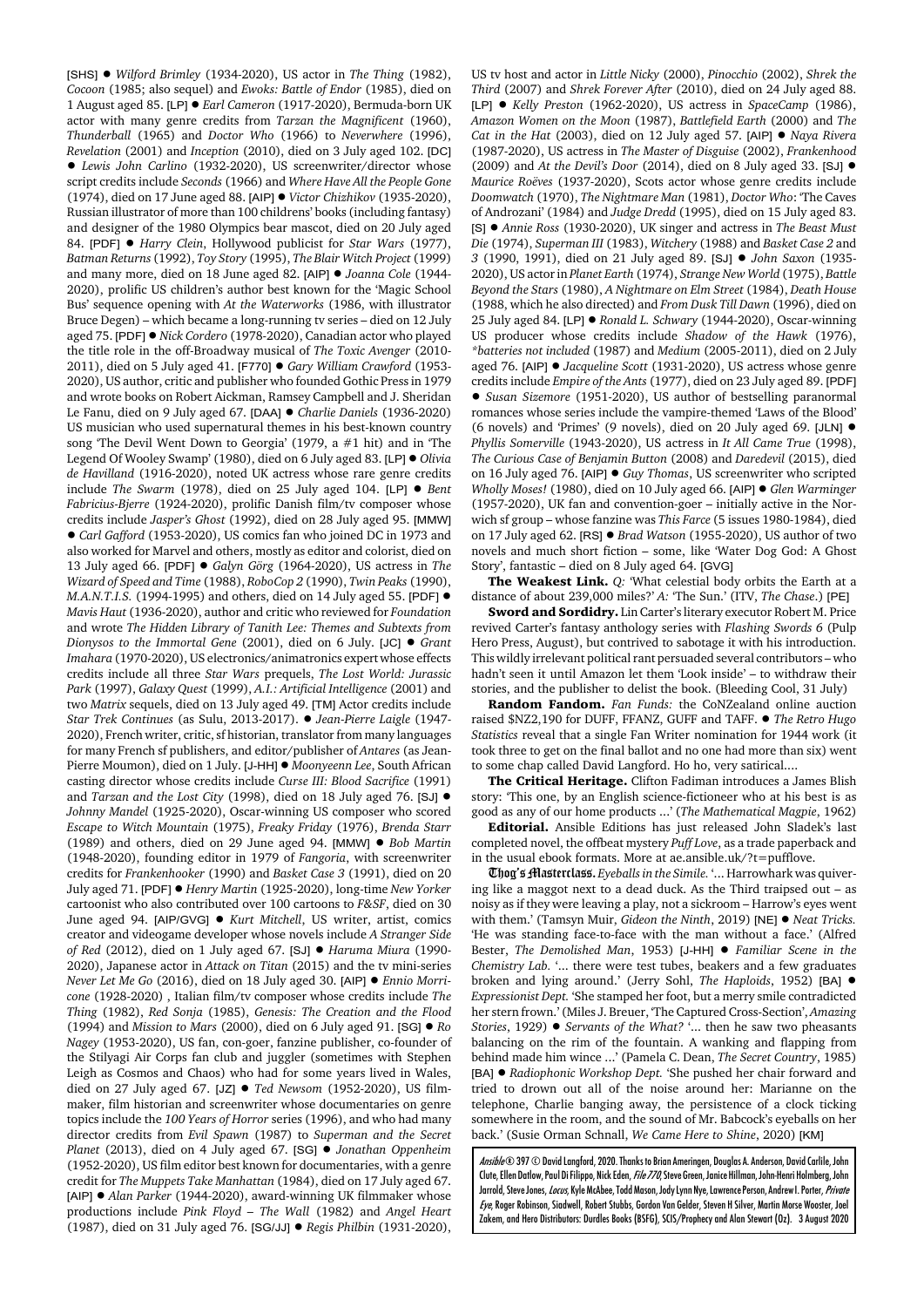[SHS] ● *Wilford Brimley* (1934-2020), US actor in *The Thing* (1982), *Cocoon* (1985; also sequel) and *Ewoks: Battle of Endor* (1985), died on 1 August aged 85. [LP] ● *Earl Cameron* (1917-2020), Bermuda-born UK actor with many genre credits from *Tarzan the Magnificent* (1960), *Thunderball* (1965) and *Doctor Who* (1966) to *Neverwhere* (1996), *Revelation* (2001) and *Inception* (2010), died on 3 July aged 102. [DC] ● *Lewis John Carlino* (1932-2020), US screenwriter/director whose script credits include *Seconds* (1966) and *Where Have All the People Gone* (1974), died on 17 June aged 88. [AIP] ● *Victor Chizhikov* (1935-2020), Russian illustrator of more than 100 childrens' books (including fantasy) and designer of the 1980 Olympics bear mascot, died on 20 July aged 84. [PDF] ● *Harry Clein*, Hollywood publicist for *Star Wars* (1977), *Batman Returns* (1992), *Toy Story* (1995), *The Blair Witch Project* (1999) and many more, died on 18 June aged 82. [AIP] ● *Joanna Cole* (1944-2020), prolific US children's author best known for the 'Magic School Bus' sequence opening with *At the Waterworks* (1986, with illustrator Bruce Degen) – which became a long-running tv series – died on 12 July aged 75. [PDF] ● *Nick Cordero* (1978-2020), Canadian actor who played the title role in the off-Broadway musical of *The Toxic Avenger* (2010-2011), died on 5 July aged 41. [F770] ● *Gary William Crawford* (1953-2020), US author, critic and publisher who founded Gothic Press in 1979 and wrote books on Robert Aickman, Ramsey Campbell and J. Sheridan Le Fanu, died on 9 July aged 67. [DAA] ● *Charlie Daniels* (1936-2020) US musician who used supernatural themes in his best-known country song 'The Devil Went Down to Georgia' (1979, a #1 hit) and in 'The Legend Of Wooley Swamp' (1980), died on 6 July aged 83. [LP] ● *Olivia de Havilland* (1916-2020), noted UK actress whose rare genre credits include *The Swarm* (1978), died on 25 July aged 104. [LP] ● *Bent Fabricius-Bjerre* (1924-2020), prolific Danish film/tv composer whose credits include *Jasper's Ghost* (1992), died on 28 July aged 95. [MMW] ● *Carl Gafford* (1953-2020), US comics fan who joined DC in 1973 and also worked for Marvel and others, mostly as editor and colorist, died on 13 July aged 66. [PDF] ● *Galyn Görg* (1964-2020), US actress in *The Wizard of Speed and Time* (1988), *RoboCop 2* (1990), *Twin Peaks* (1990), *M.A.N.T.I.S.* (1994-1995) and others, died on 14 July aged 55. [PDF] ● *Mavis Haut* (1936-2020), author and critic who reviewed for *Foundation* and wrote *The Hidden Library of Tanith Lee: Themes and Subtexts from Dionysos to the Immortal Gene* (2001), died on 6 July. [JC] ● *Grant Imahara* (1970-2020), US electronics/animatronics expert whose effects credits include all three *Star Wars* prequels, *The Lost World: Jurassic Park* (1997), *Galaxy Quest* (1999), *A.I.: Artificial Intelligence* (2001) and two *Matrix* sequels, died on 13 July aged 49. [TM] Actor credits include *Star Trek Continues* (as Sulu, 2013-2017). ● *Jean-Pierre Laigle* (1947-2020), French writer, critic, sf historian, translator from many languages for many French sf publishers, and editor/publisher of *Antares* (as Jean-Pierre Moumon), died on 1 July. [J-HH] ● *Moonyeenn Lee*, South African casting director whose credits include *Curse III: Blood Sacrifice* (1991) and *Tarzan and the Lost City* (1998), died on 18 July aged 76. [SJ] ● *Johnny Mandel* (1925-2020), Oscar-winning US composer who scored *Escape to Witch Mountain* (1975), *Freaky Friday* (1976), *Brenda Starr* (1989) and others, died on 29 June aged 94. [MMW] ● *Bob Martin* (1948-2020), founding editor in 1979 of *Fangoria*, with screenwriter credits for *Frankenhooker* (1990) and *Basket Case 3* (1991), died on 20 July aged 71. [PDF] ● *Henry Martin* (1925-2020), long-time *New Yorker* cartoonist who also contributed over 100 cartoons to *F&SF*, died on 30 June aged 94. [AIP/GVG] ● *Kurt Mitchell*, US writer, artist, comics creator and videogame developer whose novels include *A Stranger Side of Red* (2012), died on 1 July aged 67. [SJ] ● *Haruma Miura* (1990-2020), Japanese actor in *Attack on Titan* (2015) and the tv mini-series *Never Let Me Go* (2016), died on 18 July aged 30. [AIP] ● *Ennio Morricone* (1928-2020) , Italian film/tv composer whose credits include *The Thing* (1982), *Red Sonja* (1985), *Genesis: The Creation and the Flood* (1994) and *Mission to Mars* (2000), died on 6 July aged 91. [SG] ● *Ro Nagey* (1953-2020), US fan, con-goer, fanzine publisher, co-founder of the Stilyagi Air Corps fan club and juggler (sometimes with Stephen Leigh as Cosmos and Chaos) who had for some years lived in Wales, died on 27 July aged 67. [JZ] ● *Ted Newsom* (1952-2020), US filmmaker, film historian and screenwriter whose documentaries on genre topics include the *100 Years of Horror* series (1996), and who had many director credits from *Evil Spawn* (1987) to *Superman and the Secret Planet* (2013), died on 4 July aged 67. [SG] ● *Jonathan Oppenheim* (1952-2020), US film editor best known for documentaries, with a genre credit for *The Muppets Take Manhattan* (1984), died on 17 July aged 67. [AIP] ● *Alan Parker* (1944-2020), award-winning UK filmmaker whose productions include *Pink Floyd – The Wall* (1982) and *Angel Heart* (1987), died on 31 July aged 76. [SG/JJ] ● *Regis Philbin* (1931-2020), US tv host and actor in *Little Nicky* (2000), *Pinocchio* (2002), *Shrek the Third* (2007) and *Shrek Forever After* (2010), died on 24 July aged 88. [LP] ● *Kelly Preston* (1962-2020), US actress in *SpaceCamp* (1986), *Amazon Women on the Moon* (1987), *Battlefield Earth* (2000) and *The Cat in the Hat* (2003), died on 12 July aged 57. [AIP] ● *Naya Rivera* (1987-2020), US actress in *The Master of Disguise* (2002), *Frankenhood* (2009) and *At the Devil's Door* (2014), died on 8 July aged 33. [SJ] ● *Maurice Roëves* (1937-2020), Scots actor whose genre credits include *Doomwatch* (1970), *The Nightmare Man* (1981), *Doctor Who*: 'The Caves of Androzani' (1984) and *Judge Dredd* (1995), died on 15 July aged 83. [S] ● *Annie Ross* (1930-2020), UK singer and actress in *The Beast Must Die* (1974), *Superman III* (1983), *Witchery* (1988) and *Basket Case 2* and *3* (1990, 1991), died on 21 July aged 89. [SJ] ● *John Saxon* (1935-2020), US actor in *Planet Earth* (1974), *Strange New World* (1975), *Battle Beyond the Stars* (1980), *A Nightmare on Elm Street* (1984), *Death House* (1988, which he also directed) and *From Dusk Till Dawn* (1996), died on 25 July aged 84. [LP] ● *Ronald L. Schwary* (1944-2020), Oscar-winning US producer whose credits include *Shadow of the Hawk* (1976), *\*batteries not included* (1987) and *Medium* (2005-2011), died on 2 July aged 76. [AIP] ● *Jacqueline Scott* (1931-2020), US actress whose genre credits include *Empire of the Ants* (1977), died on 23 July aged 89. [PDF] ● *Susan Sizemore* (1951-2020), US author of bestselling paranormal romances whose series include the vampire-themed 'Laws of the Blood' (6 novels) and 'Primes' (9 novels), died on 20 July aged 69. [JLN] ● *Phyllis Somerville* (1943-2020), US actress in *It All Came True* (1998), *The Curious Case of Benjamin Button* (2008) and *Daredevil* (2015), died on 16 July aged 76. [AIP] ● *Guy Thomas*, US screenwriter who scripted *Wholly Moses!* (1980), died on 10 July aged 66. [AIP] ● *Glen Warminger* (1957-2020), UK fan and convention-goer – initially active in the Norwich sf group – whose fanzine was *This Farce* (5 issues 1980-1984), died on 17 July aged 62. [RS] ● *Brad Watson* (1955-2020), US author of two novels and much short fiction – some, like 'Water Dog God: A Ghost Story', fantastic – died on 8 July aged 64. [GVG]

**The Weakest Link.** *Q:* 'What celestial body orbits the Earth at a distance of about 239,000 miles?' *A:* 'The Sun.' (ITV, *The Chase*.) [PE]

**Sword and Sordidry.** Lin Carter's literary executor Robert M. Price revived Carter's fantasy anthology series with *Flashing Swords 6* (Pulp Hero Press, August), but contrived to sabotage it with his introduction. This wildly irrelevant political rant persuaded several contributors – who hadn't seen it until Amazon let them 'Look inside' – to withdraw their stories, and the publisher to delist the book. (Bleeding Cool, 31 July)

**Random Fandom.** *Fan Funds:* the CoNZealand online auction raised $NZ2,190 for DUFF, FFANZ, GUFF and TAFF. ● *The Retro Hugo Statistics* reveal that a single Fan Writer nomination for 1944 work (it took three to get on the final ballot and no one had more than six) went to some chap called David Langford. Ho ho, very satirical....

**The Critical Heritage.** Clifton Fadiman introduces a James Blish story: 'This one, by an English science-fictioneer who at his best is as good as any of our home products ...' (*The Mathematical Magpie*, 1962)

**Editorial.** Ansible Editions has just released John Sladek's last completed novel, the offbeat mystery *Puff Love*, as a trade paperback and in the usual ebook formats. More at ae.ansible.uk/?t=pufflove.

**Thog's Masterclass.** *Eyeballs in the Simile.* '... Harrowhark was quivering like a maggot next to a dead duck. As the Third traipsed out – as noisy as if they were leaving a play, not a sickroom – Harrow's eyes went with them.' (Tamsyn Muir, *Gideon the Ninth*, 2019) [NE] ● *Neat Tricks.* 'He was standing face-to-face with the man without a face.' (Alfred Bester, *The Demolished Man*, 1953) [J-HH] ● *Familiar Scene in the Chemistry Lab.* '... there were test tubes, beakers and a few graduates broken and lying around.' (Jerry Sohl, *The Haploids*, 1952) [BA] ● *Expressionist Dept.* 'She stamped her foot, but a merry smile contradicted her stern frown.' (Miles J. Breuer, 'The Captured Cross-Section', *Amazing Stories*, 1929) ● *Servants of the What?* '... then he saw two pheasants balancing on the rim of the fountain. A wanking and flapping from behind made him wince ...' (Pamela C. Dean, *The Secret Country*, 1985) [BA] ● *Radiophonic Workshop Dept.* 'She pushed her chair forward and tried to drown out all of the noise around her: Marianne on the telephone, Charlie banging away, the persistence of a clock ticking somewhere in the room, and the sound of Mr. Babcock's eyeballs on her back.' (Susie Orman Schnall, *We Came Here to Shine*, 2020) [KM]

*Ansible®* 397 © David Langford, 2020. Thanks to Brian Ameringen, Douglas A. Anderson, David Carlile, John Clute, Ellen Datlow, Paul Di Filippo, Nick Eden, *File 770*, Steve Green, Janice Hillman, John-Henri Holmberg, John Jarrold, Steve Jones, *Locus*, Kyle McAbee, Todd Mason, Jody Lynn Nye, Lawrence Person, Andrew I. Porter, *Private Eye*, Roger Robinson, Siadwell, Robert Stubbs, Gordon Van Gelder, Steven H Silver, Martin Morse Wooster, Joel Zakem, and Hero Distributors: Durdles Books (BSFG), SCIS/Prophecy and Alan Stewart (Oz). 3 August 2020